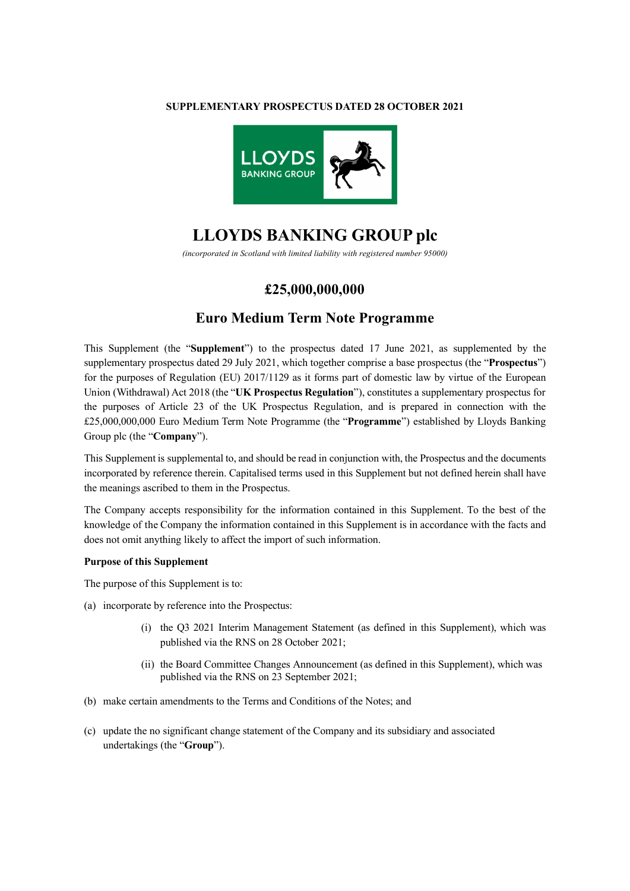**SUPPLEMENTARY PROSPECTUS DATED 28 OCTOBER 2021**

# LLOYDS BANKING GROUP plc

*(incorporated in Scotland with limited liability with registered number 95000)*

## £25,000,000,000

## Euro Medium Term Note Programme

This Supplement (the "**Supplement**") to the prospectus dated 17 June 2021, as supplemented by the supplementary prospectus dated 29 July 2021, which together comprise a base prospectus (the "**Prospectus**") for the purposes of Regulation (EU) 2017/1129 as it forms part of domestic law by virtue of the European Union (Withdrawal) Act 2018 (the "**UK Prospectus Regulation**"), constitutes a supplementary prospectus for the purposes of Article 23 of the UK Prospectus Regulation, and is prepared in connection with the £25,000,000,000 Euro Medium Term Note Programme (the "**Programme**") established by Lloyds Banking Group plc (the "**Company**").

This Supplement is supplemental to, and should be read in conjunction with, the Prospectus and the documents incorporated by reference therein. Capitalised terms used in this Supplement but not defined herein shall have the meanings ascribed to them in the Prospectus.

The Company accepts responsibility for the information contained in this Supplement. To the best of the knowledge of the Company the information contained in this Supplement is in accordance with the facts and does not omit anything likely to affect the import of such information.

**Purpose of this Supplement**

The purpose of this Supplement is to:

(a) incorporate by reference into the Prospectus:

   (i) the Q3 2021 Interim Management Statement (as defined in this Supplement), which was published via the RNS on 28 October 2021;

   (ii) the Board Committee Changes Announcement (as defined in this Supplement), which was published via the RNS on 23 September 2021;

(b) make certain amendments to the Terms and Conditions of the Notes; and

(c) update the no significant change statement of the Company and its subsidiary and associated undertakings (the "**Group**").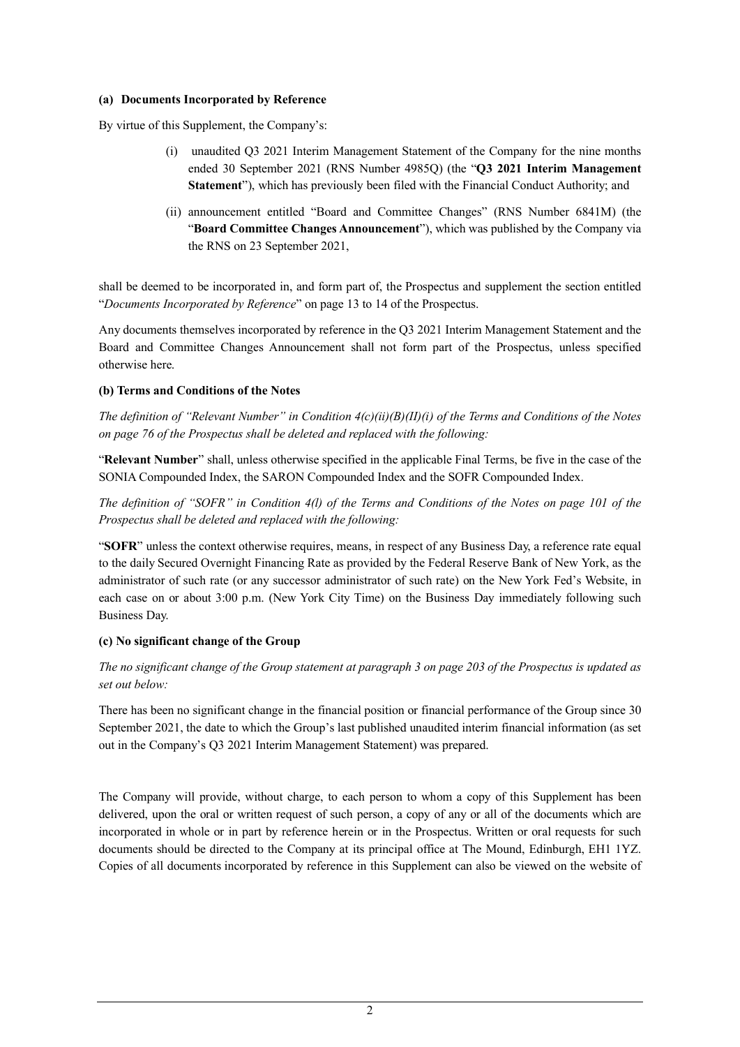**(a) Documents Incorporated by Reference**

By virtue of this Supplement, the Company's:

(i) unaudited Q3 2021 Interim Management Statement of the Company for the nine months ended 30 September 2021 (RNS Number 4985Q) (the "**Q3 2021 Interim Management Statement**"), which has previously been filed with the Financial Conduct Authority; and

(ii) announcement entitled "Board and Committee Changes" (RNS Number 6841M) (the "**Board Committee Changes Announcement**"), which was published by the Company via the RNS on 23 September 2021,

shall be deemed to be incorporated in, and form part of, the Prospectus and supplement the section entitled "*Documents Incorporated by Reference*" on page 13 to 14 of the Prospectus.

Any documents themselves incorporated by reference in the Q3 2021 Interim Management Statement and the Board and Committee Changes Announcement shall not form part of the Prospectus, unless specified otherwise here.

**(b) Terms and Conditions of the Notes**

*The definition of "Relevant Number" in Condition 4(c)(ii)(B)(II)(i) of the Terms and Conditions of the Notes on page 76 of the Prospectus shall be deleted and replaced with the following:*

"**Relevant Number**" shall, unless otherwise specified in the applicable Final Terms, be five in the case of the SONIA Compounded Index, the SARON Compounded Index and the SOFR Compounded Index.

*The definition of "SOFR" in Condition 4(l) of the Terms and Conditions of the Notes on page 101 of the Prospectus shall be deleted and replaced with the following:*

"**SOFR**" unless the context otherwise requires, means, in respect of any Business Day, a reference rate equal to the daily Secured Overnight Financing Rate as provided by the Federal Reserve Bank of New York, as the administrator of such rate (or any successor administrator of such rate) on the New York Fed's Website, in each case on or about 3:00 p.m. (New York City Time) on the Business Day immediately following such Business Day.

**(c) No significant change of the Group**

*The no significant change of the Group statement at paragraph 3 on page 203 of the Prospectus is updated as set out below:*

There has been no significant change in the financial position or financial performance of the Group since 30 September 2021, the date to which the Group's last published unaudited interim financial information (as set out in the Company's Q3 2021 Interim Management Statement) was prepared.

The Company will provide, without charge, to each person to whom a copy of this Supplement has been delivered, upon the oral or written request of such person, a copy of any or all of the documents which are incorporated in whole or in part by reference herein or in the Prospectus. Written or oral requests for such documents should be directed to the Company at its principal office at The Mound, Edinburgh, EH1 1YZ. Copies of all documents incorporated by reference in this Supplement can also be viewed on the website of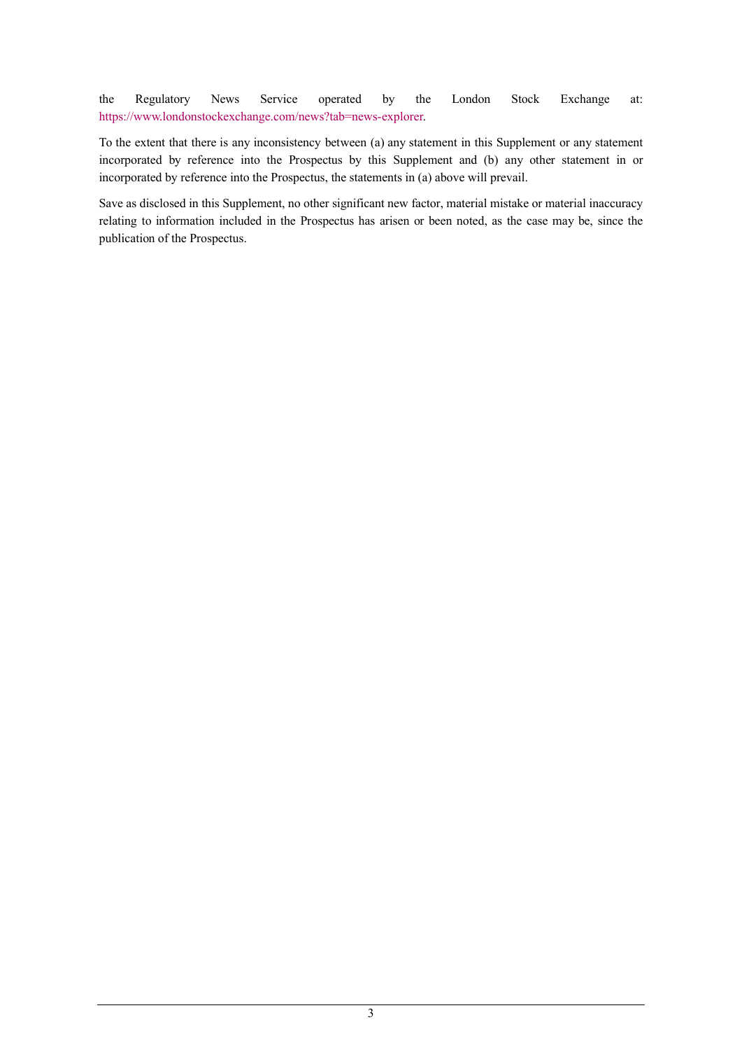the Regulatory News Service operated by the London Stock Exchange at: https://www.londonstockexchange.com/news?tab=news-explorer.

To the extent that there is any inconsistency between (a) any statement in this Supplement or any statement incorporated by reference into the Prospectus by this Supplement and (b) any other statement in or incorporated by reference into the Prospectus, the statements in (a) above will prevail.

Save as disclosed in this Supplement, no other significant new factor, material mistake or material inaccuracy relating to information included in the Prospectus has arisen or been noted, as the case may be, since the publication of the Prospectus.